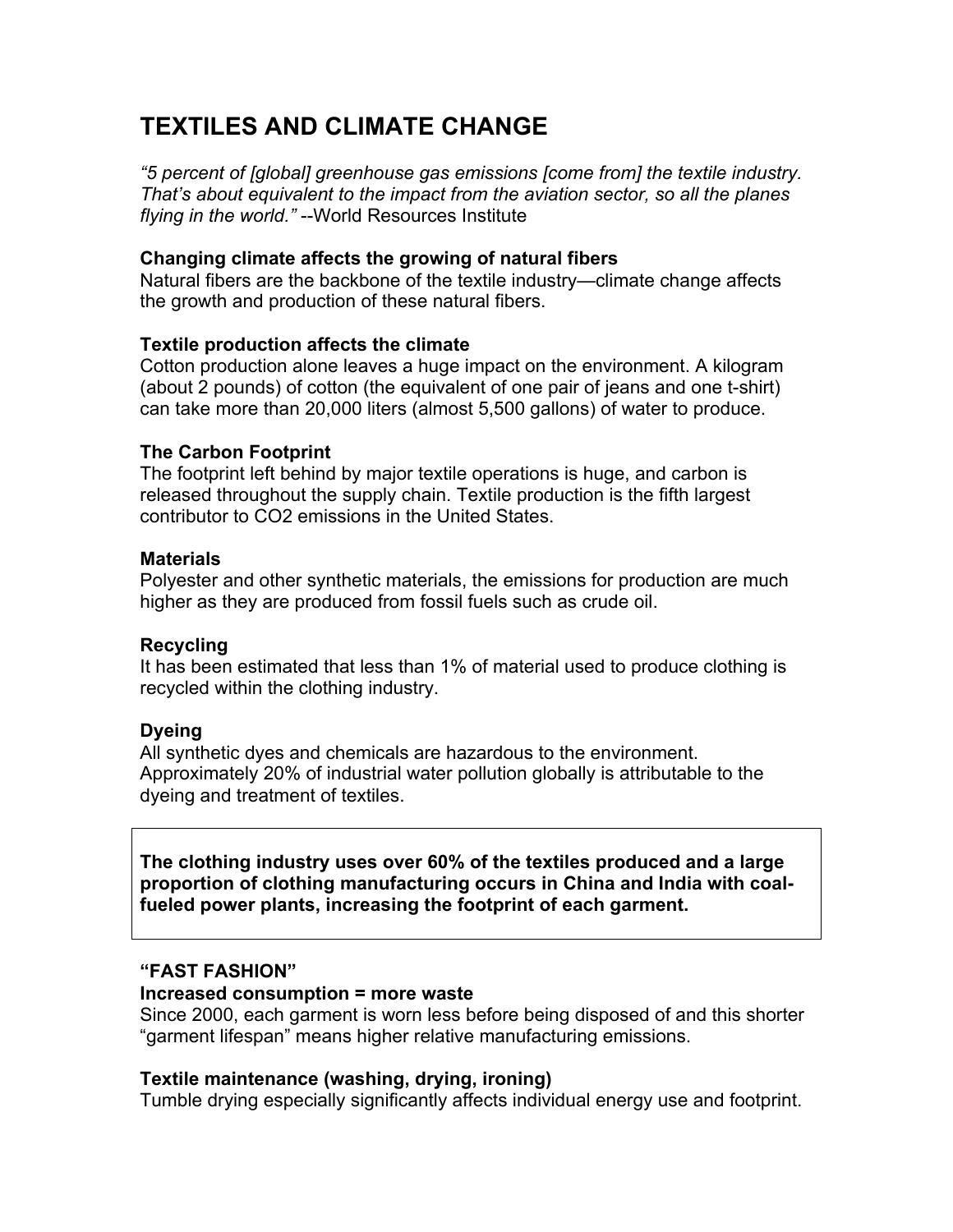# TEXTILES AND CLIMATE CHANGE

*"5 percent of [global] greenhouse gas emissions [come from] the textile industry. That's about equivalent to the impact from the aviation sector, so all the planes flying in the world."* --World Resources Institute

**Changing climate affects the growing of natural fibers**
Natural fibers are the backbone of the textile industry—climate change affects the growth and production of these natural fibers.

**Textile production affects the climate**
Cotton production alone leaves a huge impact on the environment. A kilogram (about 2 pounds) of cotton (the equivalent of one pair of jeans and one t-shirt) can take more than 20,000 liters (almost 5,500 gallons) of water to produce.

**The Carbon Footprint**
The footprint left behind by major textile operations is huge, and carbon is released throughout the supply chain. Textile production is the fifth largest contributor to $CO_2$ emissions in the United States.

**Materials**
Polyester and other synthetic materials, the emissions for production are much higher as they are produced from fossil fuels such as crude oil.

**Recycling**
It has been estimated that less than 1% of material used to produce clothing is recycled within the clothing industry.

**Dyeing**
All synthetic dyes and chemicals are hazardous to the environment. Approximately 20% of industrial water pollution globally is attributable to the dyeing and treatment of textiles.

**The clothing industry uses over 60% of the textiles produced and a large proportion of clothing manufacturing occurs in China and India with coal-fueled power plants, increasing the footprint of each garment.**

**"FAST FASHION"**

**Increased consumption = more waste**
Since 2000, each garment is worn less before being disposed of and this shorter "garment lifespan" means higher relative manufacturing emissions.

**Textile maintenance (washing, drying, ironing)**
Tumble drying especially significantly affects individual energy use and footprint.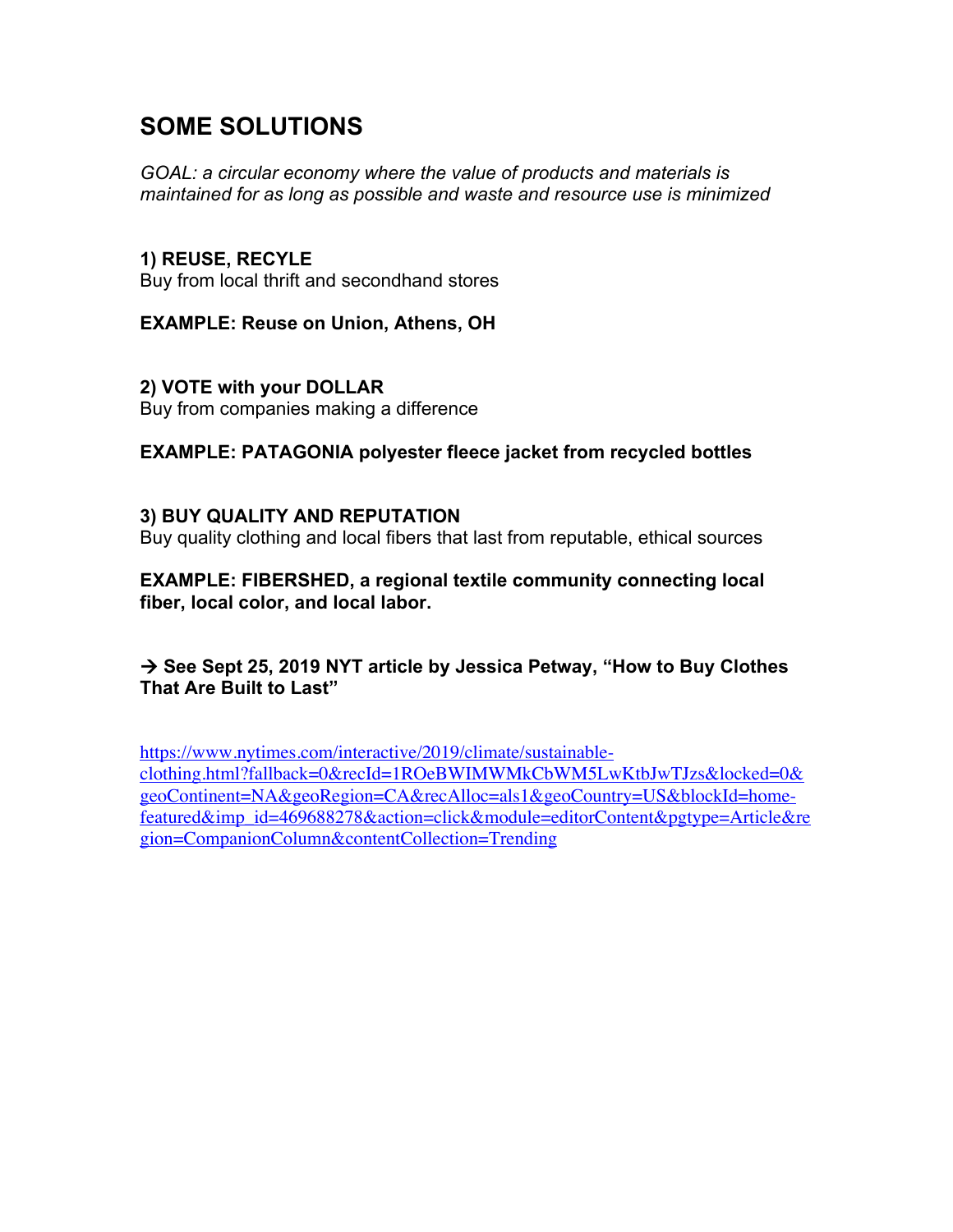# SOME SOLUTIONS

*GOAL: a circular economy where the value of products and materials is maintained for as long as possible and waste and resource use is minimized*

**1) REUSE, RECYLE**
Buy from local thrift and secondhand stores

**EXAMPLE: Reuse on Union, Athens, OH**

**2) VOTE with your DOLLAR**
Buy from companies making a difference

**EXAMPLE: PATAGONIA polyester fleece jacket from recycled bottles**

**3) BUY QUALITY AND REPUTATION**
Buy quality clothing and local fibers that last from reputable, ethical sources

**EXAMPLE: FIBERSHED, a regional textile community connecting local fiber, local color, and local labor.**

**→ See Sept 25, 2019 NYT article by Jessica Petway, "How to Buy Clothes That Are Built to Last"**

https://www.nytimes.com/interactive/2019/climate/sustainable-clothing.html?fallback=0&recId=1ROeBWIMWMkCbWM5LwKtbJwTJzs&locked=0&geoContinent=NA&geoRegion=CA&recAlloc=als1&geoCountry=US&blockId=home-featured&imp_id=469688278&action=click&module=editorContent&pgtype=Article&region=CompanionColumn&contentCollection=Trending